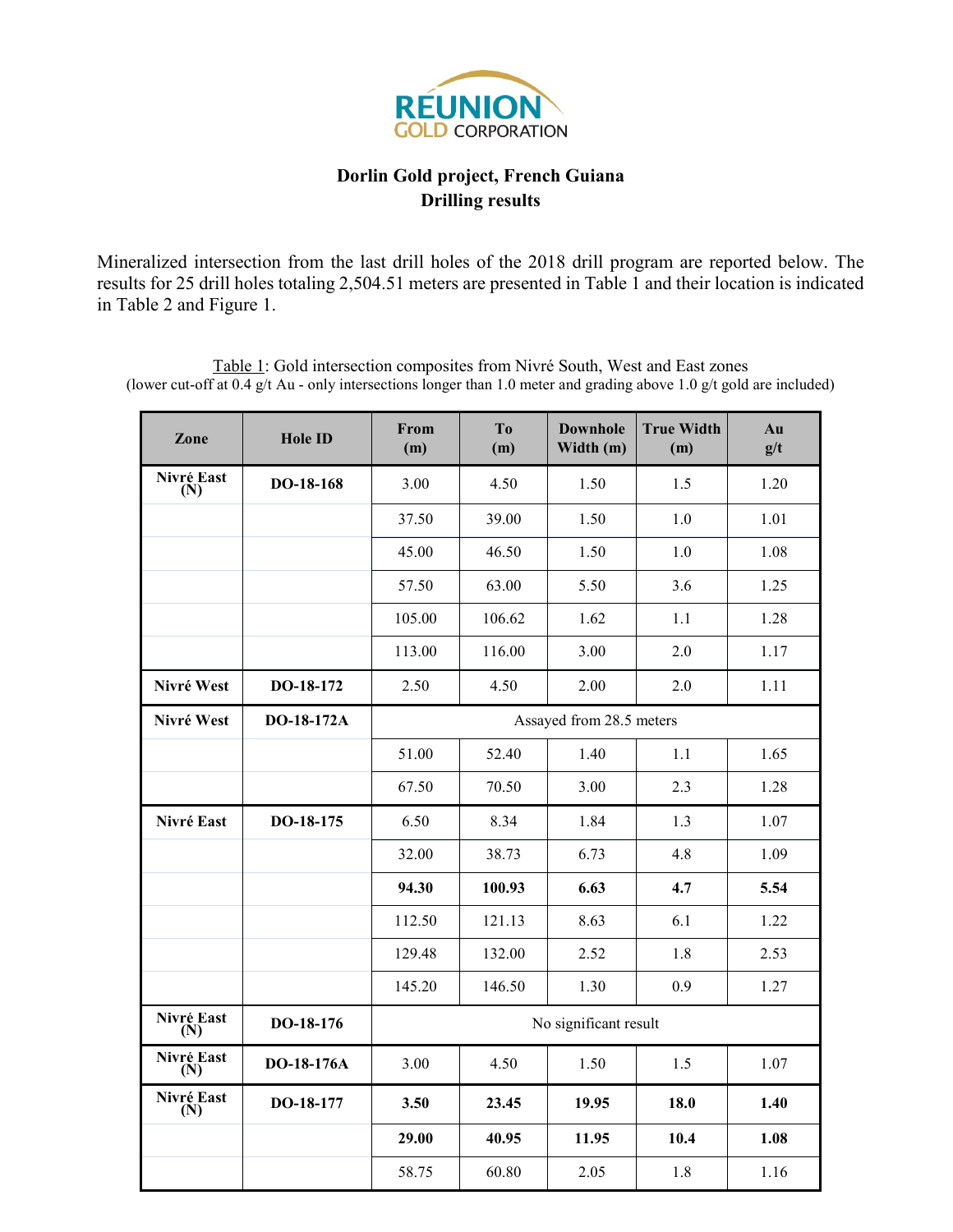REUNION GOLD CORPORATION

## Dorlin Gold project, French Guiana
## Drilling results

Mineralized intersection from the last drill holes of the 2018 drill program are reported below. The results for 25 drill holes totaling 2,504.51 meters are presented in Table 1 and their location is indicated in Table 2 and Figure 1.

Table 1: Gold intersection composites from Nivré South, West and East zones
(lower cut-off at 0.4 g/t Au - only intersections longer than 1.0 meter and grading above 1.0 g/t gold are included)

| Zone | Hole ID | From (m) | To (m) | Downhole Width (m) | True Width (m) | Au g/t |
|---|---|---|---|---|---|---|
| **Nivré East (N)** | **DO-18-168** | 3.00 | 4.50 | 1.50 | 1.5 | 1.20 |
| | | 37.50 | 39.00 | 1.50 | 1.0 | 1.01 |
| | | 45.00 | 46.50 | 1.50 | 1.0 | 1.08 |
| | | 57.50 | 63.00 | 5.50 | 3.6 | 1.25 |
| | | 105.00 | 106.62 | 1.62 | 1.1 | 1.28 |
| | | 113.00 | 116.00 | 3.00 | 2.0 | 1.17 |
| **Nivré West** | **DO-18-172** | 2.50 | 4.50 | 2.00 | 2.0 | 1.11 |
| **Nivré West** | **DO-18-172A** | Assayed from 28.5 meters | | | | |
| | | 51.00 | 52.40 | 1.40 | 1.1 | 1.65 |
| | | 67.50 | 70.50 | 3.00 | 2.3 | 1.28 |
| **Nivré East** | **DO-18-175** | 6.50 | 8.34 | 1.84 | 1.3 | 1.07 |
| | | 32.00 | 38.73 | 6.73 | 4.8 | 1.09 |
| | | **94.30** | **100.93** | **6.63** | **4.7** | **5.54** |
| | | 112.50 | 121.13 | 8.63 | 6.1 | 1.22 |
| | | 129.48 | 132.00 | 2.52 | 1.8 | 2.53 |
| | | 145.20 | 146.50 | 1.30 | 0.9 | 1.27 |
| **Nivré East (N)** | **DO-18-176** | No significant result | | | | |
| **Nivré East (N)** | **DO-18-176A** | 3.00 | 4.50 | 1.50 | 1.5 | 1.07 |
| **Nivré East (N)** | **DO-18-177** | **3.50** | **23.45** | **19.95** | **18.0** | **1.40** |
| | | **29.00** | **40.95** | **11.95** | **10.4** | **1.08** |
| | | 58.75 | 60.80 | 2.05 | 1.8 | 1.16 |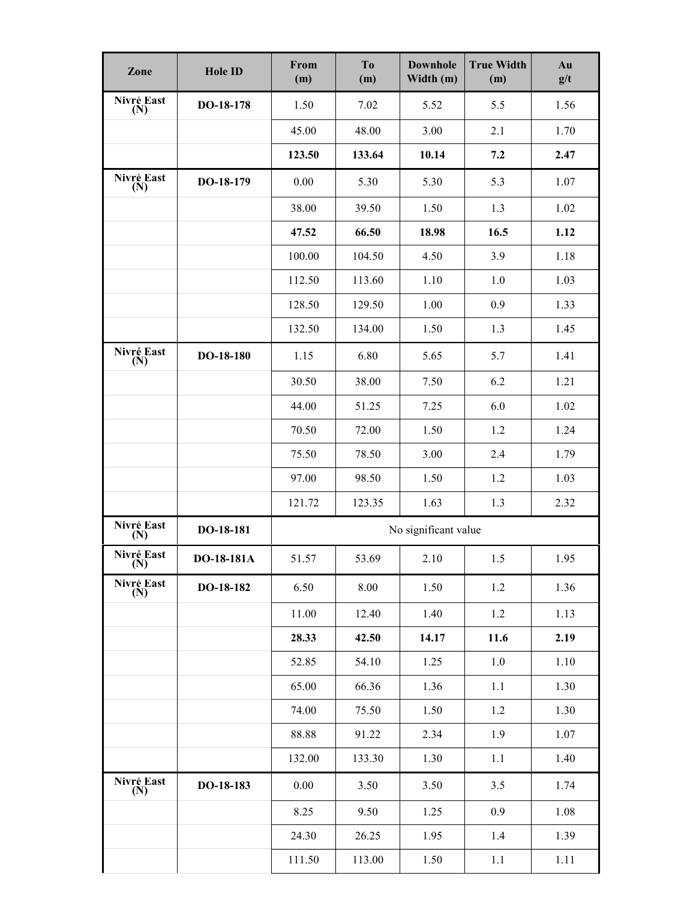| Zone | Hole ID | From (m) | To (m) | Downhole Width (m) | True Width (m) | Au g/t |
|---|---|---|---|---|---|---|
| Nivré East (N) | DO-18-178 | 1.50 | 7.02 | 5.52 | 5.5 | 1.56 |
| | | 45.00 | 48.00 | 3.00 | 2.1 | 1.70 |
| | | **123.50** | **133.64** | **10.14** | **7.2** | **2.47** |
| Nivré East (N) | DO-18-179 | 0.00 | 5.30 | 5.30 | 5.3 | 1.07 |
| | | 38.00 | 39.50 | 1.50 | 1.3 | 1.02 |
| | | **47.52** | **66.50** | **18.98** | **16.5** | **1.12** |
| | | 100.00 | 104.50 | 4.50 | 3.9 | 1.18 |
| | | 112.50 | 113.60 | 1.10 | 1.0 | 1.03 |
| | | 128.50 | 129.50 | 1.00 | 0.9 | 1.33 |
| | | 132.50 | 134.00 | 1.50 | 1.3 | 1.45 |
| Nivré East (N) | DO-18-180 | 1.15 | 6.80 | 5.65 | 5.7 | 1.41 |
| | | 30.50 | 38.00 | 7.50 | 6.2 | 1.21 |
| | | 44.00 | 51.25 | 7.25 | 6.0 | 1.02 |
| | | 70.50 | 72.00 | 1.50 | 1.2 | 1.24 |
| | | 75.50 | 78.50 | 3.00 | 2.4 | 1.79 |
| | | 97.00 | 98.50 | 1.50 | 1.2 | 1.03 |
| | | 121.72 | 123.35 | 1.63 | 1.3 | 2.32 |
| Nivré East (N) | DO-18-181 | No significant value | | | | |
| Nivré East (N) | DO-18-181A | 51.57 | 53.69 | 2.10 | 1.5 | 1.95 |
| Nivré East (N) | DO-18-182 | 6.50 | 8.00 | 1.50 | 1.2 | 1.36 |
| | | 11.00 | 12.40 | 1.40 | 1.2 | 1.13 |
| | | **28.33** | **42.50** | **14.17** | **11.6** | **2.19** |
| | | 52.85 | 54.10 | 1.25 | 1.0 | 1.10 |
| | | 65.00 | 66.36 | 1.36 | 1.1 | 1.30 |
| | | 74.00 | 75.50 | 1.50 | 1.2 | 1.30 |
| | | 88.88 | 91.22 | 2.34 | 1.9 | 1.07 |
| | | 132.00 | 133.30 | 1.30 | 1.1 | 1.40 |
| Nivré East (N) | DO-18-183 | 0.00 | 3.50 | 3.50 | 3.5 | 1.74 |
| | | 8.25 | 9.50 | 1.25 | 0.9 | 1.08 |
| | | 24.30 | 26.25 | 1.95 | 1.4 | 1.39 |
| | | 111.50 | 113.00 | 1.50 | 1.1 | 1.11 |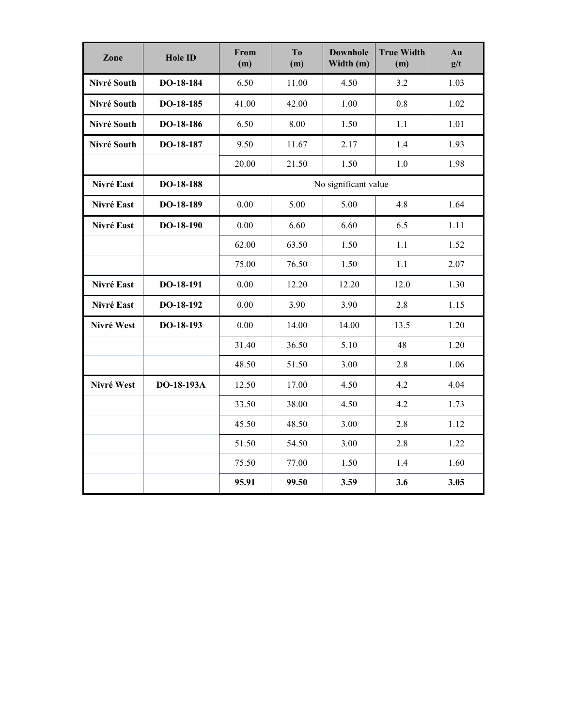| Zone | Hole ID | From (m) | To (m) | Downhole Width (m) | True Width (m) | Au g/t |
|---|---|---|---|---|---|---|
| **Nivré South** | **DO-18-184** | 6.50 | 11.00 | 4.50 | 3.2 | 1.03 |
| **Nivré South** | **DO-18-185** | 41.00 | 42.00 | 1.00 | 0.8 | 1.02 |
| **Nivré South** | **DO-18-186** | 6.50 | 8.00 | 1.50 | 1.1 | 1.01 |
| **Nivré South** | **DO-18-187** | 9.50 | 11.67 | 2.17 | 1.4 | 1.93 |
| | | 20.00 | 21.50 | 1.50 | 1.0 | 1.98 |
| **Nivré East** | **DO-18-188** | No significant value | | | | |
| **Nivré East** | **DO-18-189** | 0.00 | 5.00 | 5.00 | 4.8 | 1.64 |
| **Nivré East** | **DO-18-190** | 0.00 | 6.60 | 6.60 | 6.5 | 1.11 |
| | | 62.00 | 63.50 | 1.50 | 1.1 | 1.52 |
| | | 75.00 | 76.50 | 1.50 | 1.1 | 2.07 |
| **Nivré East** | **DO-18-191** | 0.00 | 12.20 | 12.20 | 12.0 | 1.30 |
| **Nivré East** | **DO-18-192** | 0.00 | 3.90 | 3.90 | 2.8 | 1.15 |
| **Nivré West** | **DO-18-193** | 0.00 | 14.00 | 14.00 | 13.5 | 1.20 |
| | | 31.40 | 36.50 | 5.10 | 48 | 1.20 |
| | | 48.50 | 51.50 | 3.00 | 2.8 | 1.06 |
| **Nivré West** | **DO-18-193A** | 12.50 | 17.00 | 4.50 | 4.2 | 4.04 |
| | | 33.50 | 38.00 | 4.50 | 4.2 | 1.73 |
| | | 45.50 | 48.50 | 3.00 | 2.8 | 1.12 |
| | | 51.50 | 54.50 | 3.00 | 2.8 | 1.22 |
| | | 75.50 | 77.00 | 1.50 | 1.4 | 1.60 |
| | | **95.91** | **99.50** | **3.59** | **3.6** | **3.05** |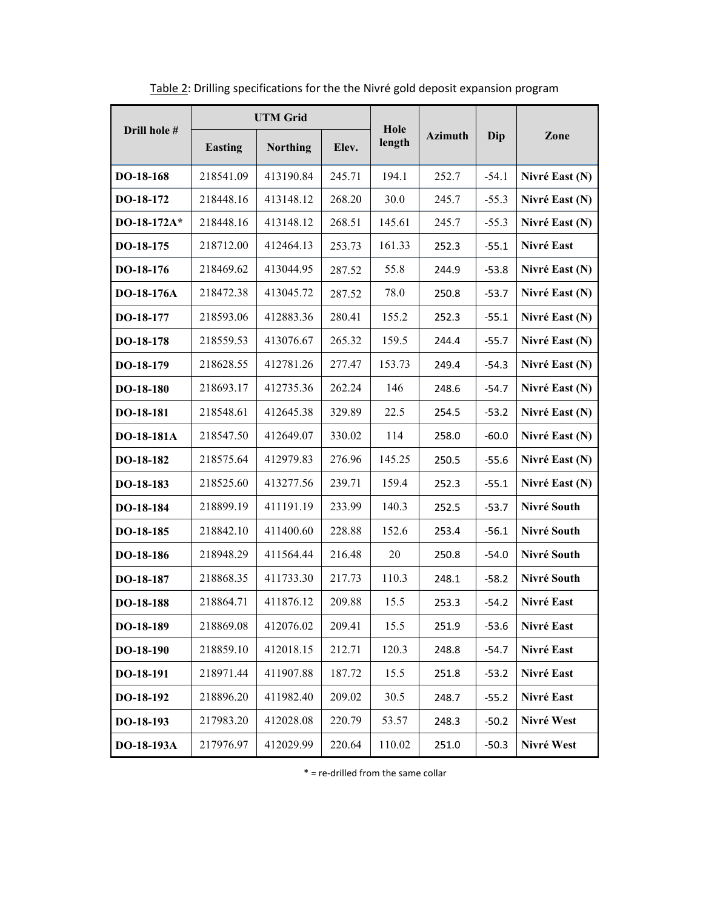Table 2: Drilling specifications for the the Nivré gold deposit expansion program

| Drill hole # | UTM Grid | | | Hole length | Azimuth | Dip | Zone |
|---|---|---|---|---|---|---|---|
| | Easting | Northing | Elev. | | | | |
| DO-18-168 | 218541.09 | 413190.84 | 245.71 | 194.1 | 252.7 | -54.1 | Nivré East (N) |
| DO-18-172 | 218448.16 | 413148.12 | 268.20 | 30.0 | 245.7 | -55.3 | Nivré East (N) |
| DO-18-172A* | 218448.16 | 413148.12 | 268.51 | 145.61 | 245.7 | -55.3 | Nivré East (N) |
| DO-18-175 | 218712.00 | 412464.13 | 253.73 | 161.33 | 252.3 | -55.1 | Nivré East |
| DO-18-176 | 218469.62 | 413044.95 | 287.52 | 55.8 | 244.9 | -53.8 | Nivré East (N) |
| DO-18-176A | 218472.38 | 413045.72 | 287.52 | 78.0 | 250.8 | -53.7 | Nivré East (N) |
| DO-18-177 | 218593.06 | 412883.36 | 280.41 | 155.2 | 252.3 | -55.1 | Nivré East (N) |
| DO-18-178 | 218559.53 | 413076.67 | 265.32 | 159.5 | 244.4 | -55.7 | Nivré East (N) |
| DO-18-179 | 218628.55 | 412781.26 | 277.47 | 153.73 | 249.4 | -54.3 | Nivré East (N) |
| DO-18-180 | 218693.17 | 412735.36 | 262.24 | 146 | 248.6 | -54.7 | Nivré East (N) |
| DO-18-181 | 218548.61 | 412645.38 | 329.89 | 22.5 | 254.5 | -53.2 | Nivré East (N) |
| DO-18-181A | 218547.50 | 412649.07 | 330.02 | 114 | 258.0 | -60.0 | Nivré East (N) |
| DO-18-182 | 218575.64 | 412979.83 | 276.96 | 145.25 | 250.5 | -55.6 | Nivré East (N) |
| DO-18-183 | 218525.60 | 413277.56 | 239.71 | 159.4 | 252.3 | -55.1 | Nivré East (N) |
| DO-18-184 | 218899.19 | 411191.19 | 233.99 | 140.3 | 252.5 | -53.7 | Nivré South |
| DO-18-185 | 218842.10 | 411400.60 | 228.88 | 152.6 | 253.4 | -56.1 | Nivré South |
| DO-18-186 | 218948.29 | 411564.44 | 216.48 | 20 | 250.8 | -54.0 | Nivré South |
| DO-18-187 | 218868.35 | 411733.30 | 217.73 | 110.3 | 248.1 | -58.2 | Nivré South |
| DO-18-188 | 218864.71 | 411876.12 | 209.88 | 15.5 | 253.3 | -54.2 | Nivré East |
| DO-18-189 | 218869.08 | 412076.02 | 209.41 | 15.5 | 251.9 | -53.6 | Nivré East |
| DO-18-190 | 218859.10 | 412018.15 | 212.71 | 120.3 | 248.8 | -54.7 | Nivré East |
| DO-18-191 | 218971.44 | 411907.88 | 187.72 | 15.5 | 251.8 | -53.2 | Nivré East |
| DO-18-192 | 218896.20 | 411982.40 | 209.02 | 30.5 | 248.7 | -55.2 | Nivré East |
| DO-18-193 | 217983.20 | 412028.08 | 220.79 | 53.57 | 248.3 | -50.2 | Nivré West |
| DO-18-193A | 217976.97 | 412029.99 | 220.64 | 110.02 | 251.0 | -50.3 | Nivré West |

* = re-drilled from the same collar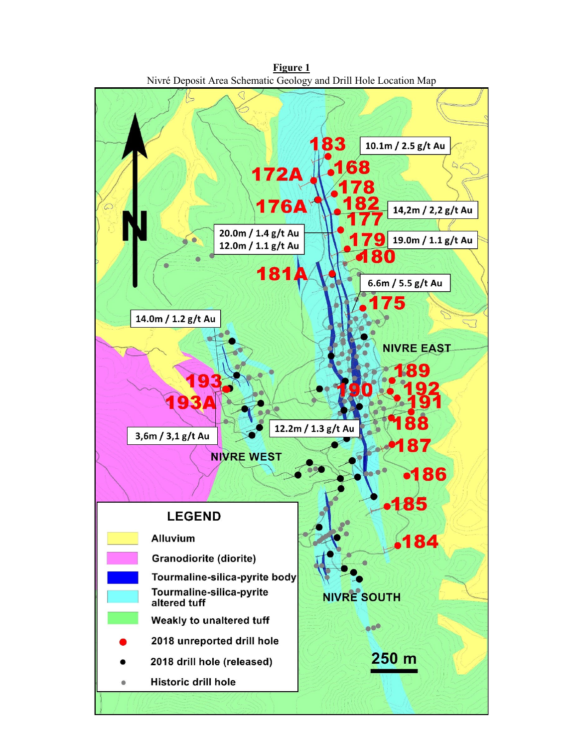**Figure 1**

Nivré Deposit Area Schematic Geology and Drill Hole Location Map

183

172A

168

178

176A

182

177

179

180

181A

175

10.1m / 2.5 g/t Au

14,2m / 2,2 g/t Au

20.0m / 1.4 g/t Au
12.0m / 1.1 g/t Au

19.0m / 1.1 g/t Au

6.6m / 5.5 g/t Au

14.0m / 1.2 g/t Au

NIVRE EAST

189

192

191

190

188

187

186

185

184

193

193A

3,6m / 3,1 g/t Au

12.2m / 1.3 g/t Au

NIVRE WEST

NIVRE SOUTH

N

LEGEND

Alluvium

Granodiorite (diorite)

Tourmaline-silica-pyrite body

Tourmaline-silica-pyrite altered tuff

Weakly to unaltered tuff

2018 unreported drill hole

2018 drill hole (released)

Historic drill hole

250 m